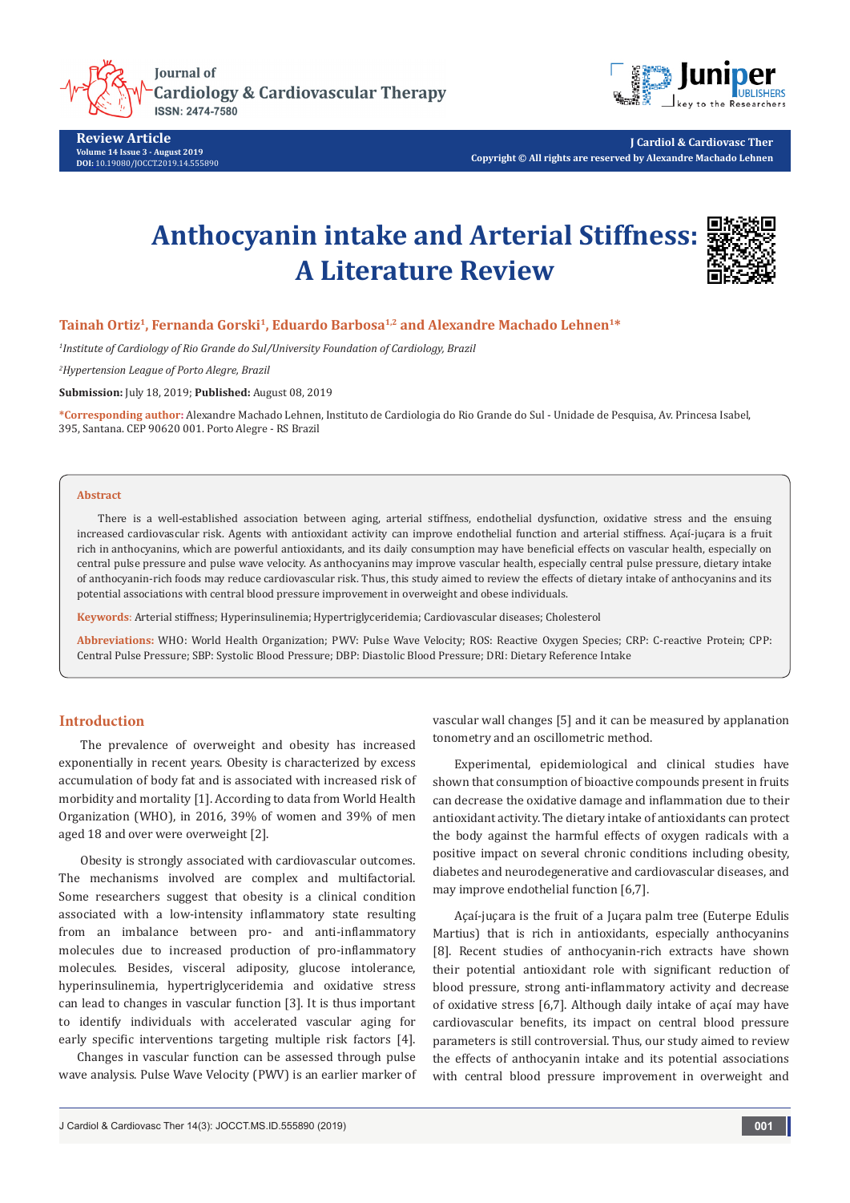# Anthocyanin intake and Arterial Stiffness: A Literature Review

**Tainah Ortiz[1], Fernanda Gorski[1], Eduardo Barbosa[1,2] and Alexandre Machado Lehnen[1]***

[1]*Institute of Cardiology of Rio Grande do Sul/University Foundation of Cardiology, Brazil*

[2]*Hypertension League of Porto Alegre, Brazil*

**Submission:** July 18, 2019; **Published:** August 08, 2019

***Corresponding author:** Alexandre Machado Lehnen, Instituto de Cardiologia do Rio Grande do Sul - Unidade de Pesquisa, Av. Princesa Isabel, 395, Santana. CEP 90620 001. Porto Alegre - RS Brazil

## Abstract

There is a well-established association between aging, arterial stiffness, endothelial dysfunction, oxidative stress and the ensuing increased cardiovascular risk. Agents with antioxidant activity can improve endothelial function and arterial stiffness. Açaí-juçara is a fruit rich in anthocyanins, which are powerful antioxidants, and its daily consumption may have beneficial effects on vascular health, especially on central pulse pressure and pulse wave velocity. As anthocyanins may improve vascular health, especially central pulse pressure, dietary intake of anthocyanin-rich foods may reduce cardiovascular risk. Thus, this study aimed to review the effects of dietary intake of anthocyanins and its potential associations with central blood pressure improvement in overweight and obese individuals.

**Keywords**: Arterial stiffness; Hyperinsulinemia; Hypertriglyceridemia; Cardiovascular diseases; Cholesterol

**Abbreviations:** WHO: World Health Organization; PWV: Pulse Wave Velocity; ROS: Reactive Oxygen Species; CRP: C-reactive Protein; CPP: Central Pulse Pressure; SBP: Systolic Blood Pressure; DBP: Diastolic Blood Pressure; DRI: Dietary Reference Intake

## Introduction

The prevalence of overweight and obesity has increased exponentially in recent years. Obesity is characterized by excess accumulation of body fat and is associated with increased risk of morbidity and mortality [1]. According to data from World Health Organization (WHO), in 2016, 39% of women and 39% of men aged 18 and over were overweight [2].

Obesity is strongly associated with cardiovascular outcomes. The mechanisms involved are complex and multifactorial. Some researchers suggest that obesity is a clinical condition associated with a low-intensity inflammatory state resulting from an imbalance between pro- and anti-inflammatory molecules due to increased production of pro-inflammatory molecules. Besides, visceral adiposity, glucose intolerance, hyperinsulinemia, hypertriglyceridemia and oxidative stress can lead to changes in vascular function [3]. It is thus important to identify individuals with accelerated vascular aging for early specific interventions targeting multiple risk factors [4].

Changes in vascular function can be assessed through pulse wave analysis. Pulse Wave Velocity (PWV) is an earlier marker of vascular wall changes [5] and it can be measured by applanation tonometry and an oscillometric method.

Experimental, epidemiological and clinical studies have shown that consumption of bioactive compounds present in fruits can decrease the oxidative damage and inflammation due to their antioxidant activity. The dietary intake of antioxidants can protect the body against the harmful effects of oxygen radicals with a positive impact on several chronic conditions including obesity, diabetes and neurodegenerative and cardiovascular diseases, and may improve endothelial function [6,7].

Açaí-juçara is the fruit of a Juçara palm tree (Euterpe Edulis Martius) that is rich in antioxidants, especially anthocyanins [8]. Recent studies of anthocyanin-rich extracts have shown their potential antioxidant role with significant reduction of blood pressure, strong anti-inflammatory activity and decrease of oxidative stress [6,7]. Although daily intake of açaí may have cardiovascular benefits, its impact on central blood pressure parameters is still controversial. Thus, our study aimed to review the effects of anthocyanin intake and its potential associations with central blood pressure improvement in overweight and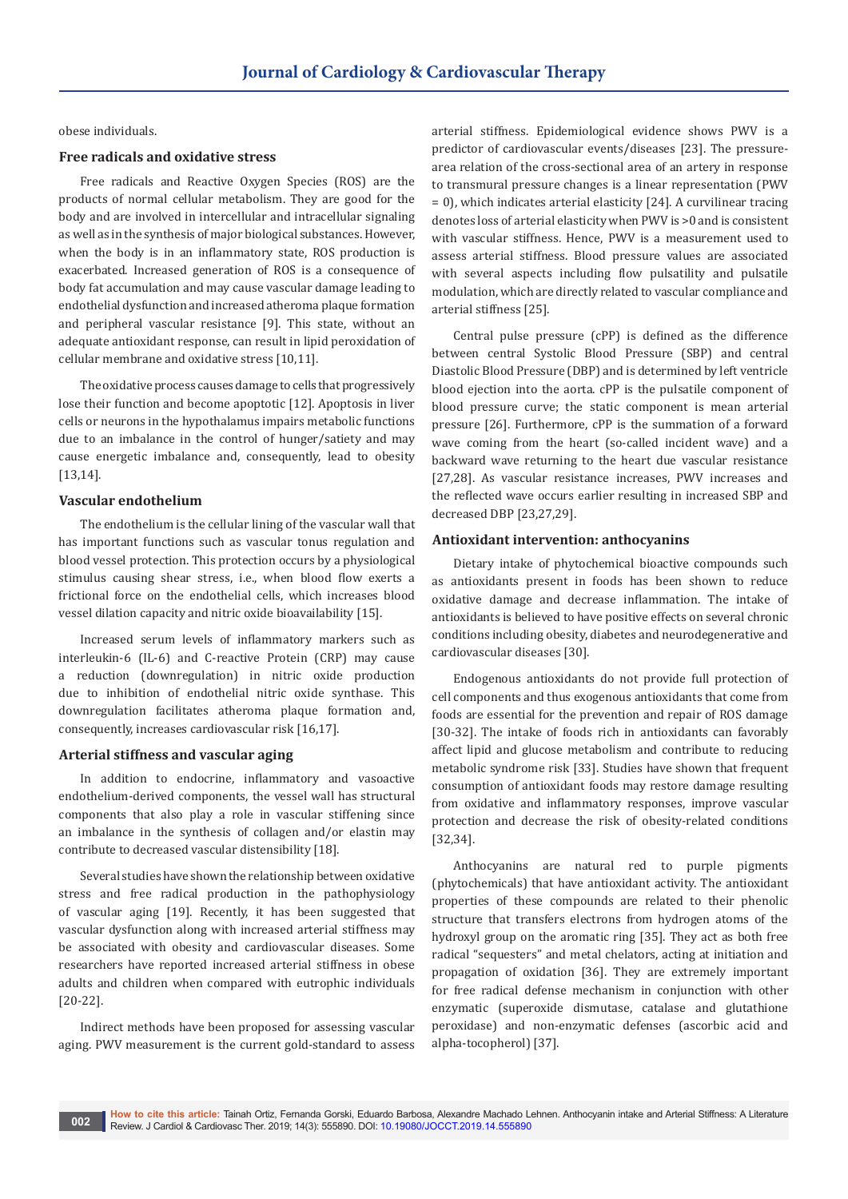obese individuals.

## Free radicals and oxidative stress

Free radicals and Reactive Oxygen Species (ROS) are the products of normal cellular metabolism. They are good for the body and are involved in intercellular and intracellular signaling as well as in the synthesis of major biological substances. However, when the body is in an inflammatory state, ROS production is exacerbated. Increased generation of ROS is a consequence of body fat accumulation and may cause vascular damage leading to endothelial dysfunction and increased atheroma plaque formation and peripheral vascular resistance [9]. This state, without an adequate antioxidant response, can result in lipid peroxidation of cellular membrane and oxidative stress [10,11].

The oxidative process causes damage to cells that progressively lose their function and become apoptotic [12]. Apoptosis in liver cells or neurons in the hypothalamus impairs metabolic functions due to an imbalance in the control of hunger/satiety and may cause energetic imbalance and, consequently, lead to obesity [13,14].

## Vascular endothelium

The endothelium is the cellular lining of the vascular wall that has important functions such as vascular tonus regulation and blood vessel protection. This protection occurs by a physiological stimulus causing shear stress, i.e., when blood flow exerts a frictional force on the endothelial cells, which increases blood vessel dilation capacity and nitric oxide bioavailability [15].

Increased serum levels of inflammatory markers such as interleukin-6 (IL-6) and C-reactive Protein (CRP) may cause a reduction (downregulation) in nitric oxide production due to inhibition of endothelial nitric oxide synthase. This downregulation facilitates atheroma plaque formation and, consequently, increases cardiovascular risk [16,17].

## Arterial stiffness and vascular aging

In addition to endocrine, inflammatory and vasoactive endothelium-derived components, the vessel wall has structural components that also play a role in vascular stiffening since an imbalance in the synthesis of collagen and/or elastin may contribute to decreased vascular distensibility [18].

Several studies have shown the relationship between oxidative stress and free radical production in the pathophysiology of vascular aging [19]. Recently, it has been suggested that vascular dysfunction along with increased arterial stiffness may be associated with obesity and cardiovascular diseases. Some researchers have reported increased arterial stiffness in obese adults and children when compared with eutrophic individuals [20-22].

Indirect methods have been proposed for assessing vascular aging. PWV measurement is the current gold-standard to assess arterial stiffness. Epidemiological evidence shows PWV is a predictor of cardiovascular events/diseases [23]. The pressure-area relation of the cross-sectional area of an artery in response to transmural pressure changes is a linear representation (PWV = 0), which indicates arterial elasticity [24]. A curvilinear tracing denotes loss of arterial elasticity when PWV is >0 and is consistent with vascular stiffness. Hence, PWV is a measurement used to assess arterial stiffness. Blood pressure values are associated with several aspects including flow pulsatility and pulsatile modulation, which are directly related to vascular compliance and arterial stiffness [25].

Central pulse pressure (cPP) is defined as the difference between central Systolic Blood Pressure (SBP) and central Diastolic Blood Pressure (DBP) and is determined by left ventricle blood ejection into the aorta. cPP is the pulsatile component of blood pressure curve; the static component is mean arterial pressure [26]. Furthermore, cPP is the summation of a forward wave coming from the heart (so-called incident wave) and a backward wave returning to the heart due vascular resistance [27,28]. As vascular resistance increases, PWV increases and the reflected wave occurs earlier resulting in increased SBP and decreased DBP [23,27,29].

## Antioxidant intervention: anthocyanins

Dietary intake of phytochemical bioactive compounds such as antioxidants present in foods has been shown to reduce oxidative damage and decrease inflammation. The intake of antioxidants is believed to have positive effects on several chronic conditions including obesity, diabetes and neurodegenerative and cardiovascular diseases [30].

Endogenous antioxidants do not provide full protection of cell components and thus exogenous antioxidants that come from foods are essential for the prevention and repair of ROS damage [30-32]. The intake of foods rich in antioxidants can favorably affect lipid and glucose metabolism and contribute to reducing metabolic syndrome risk [33]. Studies have shown that frequent consumption of antioxidant foods may restore damage resulting from oxidative and inflammatory responses, improve vascular protection and decrease the risk of obesity-related conditions [32,34].

Anthocyanins are natural red to purple pigments (phytochemicals) that have antioxidant activity. The antioxidant properties of these compounds are related to their phenolic structure that transfers electrons from hydrogen atoms of the hydroxyl group on the aromatic ring [35]. They act as both free radical "sequesters" and metal chelators, acting at initiation and propagation of oxidation [36]. They are extremely important for free radical defense mechanism in conjunction with other enzymatic (superoxide dismutase, catalase and glutathione peroxidase) and non-enzymatic defenses (ascorbic acid and alpha-tocopherol) [37].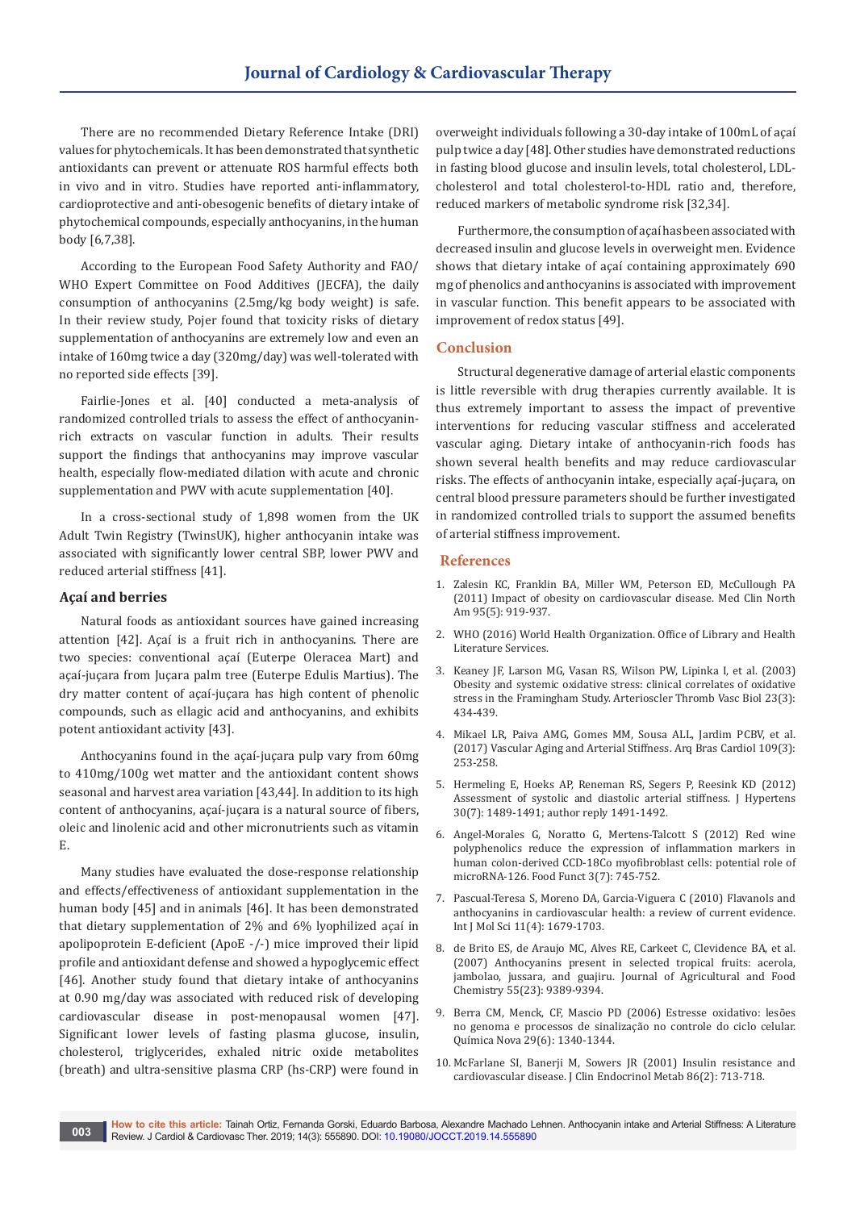There are no recommended Dietary Reference Intake (DRI) values for phytochemicals. It has been demonstrated that synthetic antioxidants can prevent or attenuate ROS harmful effects both in vivo and in vitro. Studies have reported anti-inflammatory, cardioprotective and anti-obesogenic benefits of dietary intake of phytochemical compounds, especially anthocyanins, in the human body [6,7,38].

According to the European Food Safety Authority and FAO/WHO Expert Committee on Food Additives (JECFA), the daily consumption of anthocyanins (2.5mg/kg body weight) is safe. In their review study, Pojer found that toxicity risks of dietary supplementation of anthocyanins are extremely low and even an intake of 160mg twice a day (320mg/day) was well-tolerated with no reported side effects [39].

Fairlie-Jones et al. [40] conducted a meta-analysis of randomized controlled trials to assess the effect of anthocyanin-rich extracts on vascular function in adults. Their results support the findings that anthocyanins may improve vascular health, especially flow-mediated dilation with acute and chronic supplementation and PWV with acute supplementation [40].

In a cross-sectional study of 1,898 women from the UK Adult Twin Registry (TwinsUK), higher anthocyanin intake was associated with significantly lower central SBP, lower PWV and reduced arterial stiffness [41].

### Açaí and berries

Natural foods as antioxidant sources have gained increasing attention [42]. Açaí is a fruit rich in anthocyanins. There are two species: conventional açaí (Euterpe Oleracea Mart) and açaí-juçara from Juçara palm tree (Euterpe Edulis Martius). The dry matter content of açaí-juçara has high content of phenolic compounds, such as ellagic acid and anthocyanins, and exhibits potent antioxidant activity [43].

Anthocyanins found in the açaí-juçara pulp vary from 60mg to 410mg/100g wet matter and the antioxidant content shows seasonal and harvest area variation [43,44]. In addition to its high content of anthocyanins, açaí-juçara is a natural source of fibers, oleic and linolenic acid and other micronutrients such as vitamin E.

Many studies have evaluated the dose-response relationship and effects/effectiveness of antioxidant supplementation in the human body [45] and in animals [46]. It has been demonstrated that dietary supplementation of 2% and 6% lyophilized açaí in apolipoprotein E-deficient (ApoE -/-) mice improved their lipid profile and antioxidant defense and showed a hypoglycemic effect [46]. Another study found that dietary intake of anthocyanins at 0.90 mg/day was associated with reduced risk of developing cardiovascular disease in post-menopausal women [47]. Significant lower levels of fasting plasma glucose, insulin, cholesterol, triglycerides, exhaled nitric oxide metabolites (breath) and ultra-sensitive plasma CRP (hs-CRP) were found in overweight individuals following a 30-day intake of 100mL of açaí pulp twice a day [48]. Other studies have demonstrated reductions in fasting blood glucose and insulin levels, total cholesterol, LDL-cholesterol and total cholesterol-to-HDL ratio and, therefore, reduced markers of metabolic syndrome risk [32,34].

Furthermore, the consumption of açaí has been associated with decreased insulin and glucose levels in overweight men. Evidence shows that dietary intake of açaí containing approximately 690 mg of phenolics and anthocyanins is associated with improvement in vascular function. This benefit appears to be associated with improvement of redox status [49].

## Conclusion

Structural degenerative damage of arterial elastic components is little reversible with drug therapies currently available. It is thus extremely important to assess the impact of preventive interventions for reducing vascular stiffness and accelerated vascular aging. Dietary intake of anthocyanin-rich foods has shown several health benefits and may reduce cardiovascular risks. The effects of anthocyanin intake, especially açaí-juçara, on central blood pressure parameters should be further investigated in randomized controlled trials to support the assumed benefits of arterial stiffness improvement.

## References

1. Zalesin KC, Franklin BA, Miller WM, Peterson ED, McCullough PA (2011) Impact of obesity on cardiovascular disease. Med Clin North Am 95(5): 919-937.
2. WHO (2016) World Health Organization. Office of Library and Health Literature Services.
3. Keaney JF, Larson MG, Vasan RS, Wilson PW, Lipinka I, et al. (2003) Obesity and systemic oxidative stress: clinical correlates of oxidative stress in the Framingham Study. Arterioscler Thromb Vasc Biol 23(3): 434-439.
4. Mikael LR, Paiva AMG, Gomes MM, Sousa ALL, Jardim PCBV, et al. (2017) Vascular Aging and Arterial Stiffness. Arq Bras Cardiol 109(3): 253-258.
5. Hermeling E, Hoeks AP, Reneman RS, Segers P, Reesink KD (2012) Assessment of systolic and diastolic arterial stiffness. J Hypertens 30(7): 1489-1491; author reply 1491-1492.
6. Angel-Morales G, Noratto G, Mertens-Talcott S (2012) Red wine polyphenolics reduce the expression of inflammation markers in human colon-derived CCD-18Co myofibroblast cells: potential role of microRNA-126. Food Funct 3(7): 745-752.
7. Pascual-Teresa S, Moreno DA, Garcia-Viguera C (2010) Flavanols and anthocyanins in cardiovascular health: a review of current evidence. Int J Mol Sci 11(4): 1679-1703.
8. de Brito ES, de Araujo MC, Alves RE, Carkeet C, Clevidence BA, et al. (2007) Anthocyanins present in selected tropical fruits: acerola, jambolao, jussara, and guajiru. Journal of Agricultural and Food Chemistry 55(23): 9389-9394.
9. Berra CM, Menck, CF, Mascio PD (2006) Estresse oxidativo: lesões no genoma e processos de sinalização no controle do ciclo celular. Química Nova 29(6): 1340-1344.
10. McFarlane SI, Banerji M, Sowers JR (2001) Insulin resistance and cardiovascular disease. J Clin Endocrinol Metab 86(2): 713-718.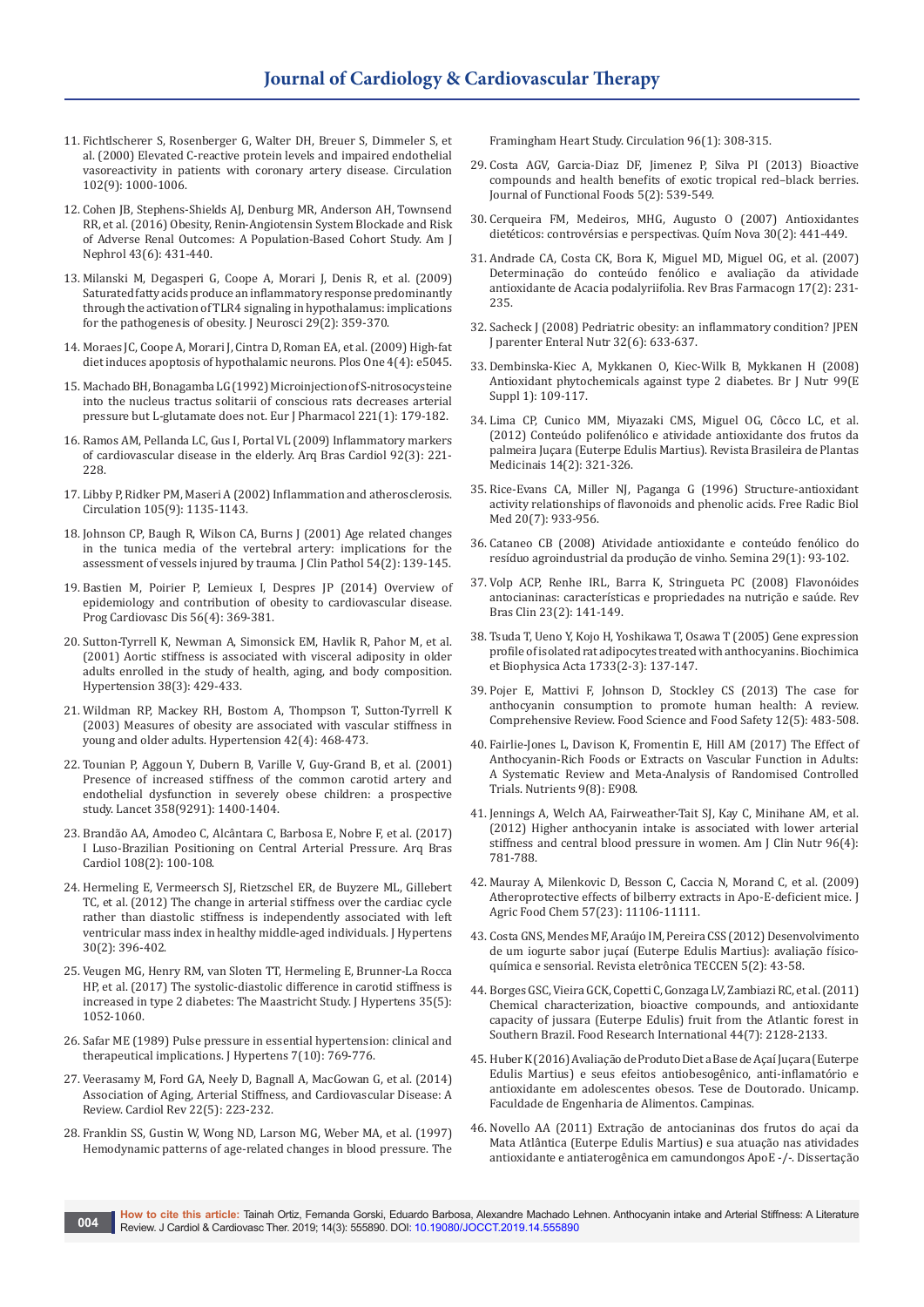11. Fichtlscherer S, Rosenberger G, Walter DH, Breuer S, Dimmeler S, et al. (2000) Elevated C-reactive protein levels and impaired endothelial vasoreactivity in patients with coronary artery disease. Circulation 102(9): 1000-1006.
12. Cohen JB, Stephens-Shields AJ, Denburg MR, Anderson AH, Townsend RR, et al. (2016) Obesity, Renin-Angiotensin System Blockade and Risk of Adverse Renal Outcomes: A Population-Based Cohort Study. Am J Nephrol 43(6): 431-440.
13. Milanski M, Degasperi G, Coope A, Morari J, Denis R, et al. (2009) Saturated fatty acids produce an inflammatory response predominantly through the activation of TLR4 signaling in hypothalamus: implications for the pathogenesis of obesity. J Neurosci 29(2): 359-370.
14. Moraes JC, Coope A, Morari J, Cintra D, Roman EA, et al. (2009) High-fat diet induces apoptosis of hypothalamic neurons. Plos One 4(4): e5045.
15. Machado BH, Bonagamba LG (1992) Microinjection of S-nitrosocysteine into the nucleus tractus solitarii of conscious rats decreases arterial pressure but L-glutamate does not. Eur J Pharmacol 221(1): 179-182.
16. Ramos AM, Pellanda LC, Gus I, Portal VL (2009) Inflammatory markers of cardiovascular disease in the elderly. Arq Bras Cardiol 92(3): 221-228.
17. Libby P, Ridker PM, Maseri A (2002) Inflammation and atherosclerosis. Circulation 105(9): 1135-1143.
18. Johnson CP, Baugh R, Wilson CA, Burns J (2001) Age related changes in the tunica media of the vertebral artery: implications for the assessment of vessels injured by trauma. J Clin Pathol 54(2): 139-145.
19. Bastien M, Poirier P, Lemieux I, Despres JP (2014) Overview of epidemiology and contribution of obesity to cardiovascular disease. Prog Cardiovasc Dis 56(4): 369-381.
20. Sutton-Tyrrell K, Newman A, Simonsick EM, Havlik R, Pahor M, et al. (2001) Aortic stiffness is associated with visceral adiposity in older adults enrolled in the study of health, aging, and body composition. Hypertension 38(3): 429-433.
21. Wildman RP, Mackey RH, Bostom A, Thompson T, Sutton-Tyrrell K (2003) Measures of obesity are associated with vascular stiffness in young and older adults. Hypertension 42(4): 468-473.
22. Tounian P, Aggoun Y, Dubern B, Varille V, Guy-Grand B, et al. (2001) Presence of increased stiffness of the common carotid artery and endothelial dysfunction in severely obese children: a prospective study. Lancet 358(9291): 1400-1404.
23. Brandão AA, Amodeo C, Alcântara C, Barbosa E, Nobre F, et al. (2017) I Luso-Brazilian Positioning on Central Arterial Pressure. Arq Bras Cardiol 108(2): 100-108.
24. Hermeling E, Vermeersch SJ, Rietzschel ER, de Buyzere ML, Gillebert TC, et al. (2012) The change in arterial stiffness over the cardiac cycle rather than diastolic stiffness is independently associated with left ventricular mass index in healthy middle-aged individuals. J Hypertens 30(2): 396-402.
25. Veugen MG, Henry RM, van Sloten TT, Hermeling E, Brunner-La Rocca HP, et al. (2017) The systolic-diastolic difference in carotid stiffness is increased in type 2 diabetes: The Maastricht Study. J Hypertens 35(5): 1052-1060.
26. Safar ME (1989) Pulse pressure in essential hypertension: clinical and therapeutical implications. J Hypertens 7(10): 769-776.
27. Veerasamy M, Ford GA, Neely D, Bagnall A, MacGowan G, et al. (2014) Association of Aging, Arterial Stiffness, and Cardiovascular Disease: A Review. Cardiol Rev 22(5): 223-232.
28. Franklin SS, Gustin W, Wong ND, Larson MG, Weber MA, et al. (1997) Hemodynamic patterns of age-related changes in blood pressure. The Framingham Heart Study. Circulation 96(1): 308-315.
29. Costa AGV, Garcia-Diaz DF, Jimenez P, Silva PI (2013) Bioactive compounds and health benefits of exotic tropical red–black berries. Journal of Functional Foods 5(2): 539-549.
30. Cerqueira FM, Medeiros, MHG, Augusto O (2007) Antioxidantes dietéticos: controvérsias e perspectivas. Quím Nova 30(2): 441-449.
31. Andrade CA, Costa CK, Bora K, Miguel MD, Miguel OG, et al. (2007) Determinação do conteúdo fenólico e avaliação da atividade antioxidante de Acacia podalyriifolia. Rev Bras Farmacogn 17(2): 231-235.
32. Sacheck J (2008) Pedriatric obesity: an inflammatory condition? JPEN J parenter Enteral Nutr 32(6): 633-637.
33. Dembinska-Kiec A, Mykkanen O, Kiec-Wilk B, Mykkanen H (2008) Antioxidant phytochemicals against type 2 diabetes. Br J Nutr 99(E Suppl 1): 109-117.
34. Lima CP, Cunico MM, Miyazaki CMS, Miguel OG, Côcco LC, et al. (2012) Conteúdo polifenólico e atividade antioxidante dos frutos da palmeira Juçara (Euterpe Edulis Martius). Revista Brasileira de Plantas Medicinais 14(2): 321-326.
35. Rice-Evans CA, Miller NJ, Paganga G (1996) Structure-antioxidant activity relationships of flavonoids and phenolic acids. Free Radic Biol Med 20(7): 933-956.
36. Cataneo CB (2008) Atividade antioxidante e conteúdo fenólico do resíduo agroindustrial da produção de vinho. Semina 29(1): 93-102.
37. Volp ACP, Renhe IRL, Barra K, Stringueta PC (2008) Flavonóides antocianinas: características e propriedades na nutrição e saúde. Rev Bras Clin 23(2): 141-149.
38. Tsuda T, Ueno Y, Kojo H, Yoshikawa T, Osawa T (2005) Gene expression profile of isolated rat adipocytes treated with anthocyanins. Biochimica et Biophysica Acta 1733(2-3): 137-147.
39. Pojer E, Mattivi F, Johnson D, Stockley CS (2013) The case for anthocyanin consumption to promote human health: A review. Comprehensive Review. Food Science and Food Safety 12(5): 483-508.
40. Fairlie-Jones L, Davison K, Fromentin E, Hill AM (2017) The Effect of Anthocyanin-Rich Foods or Extracts on Vascular Function in Adults: A Systematic Review and Meta-Analysis of Randomised Controlled Trials. Nutrients 9(8): E908.
41. Jennings A, Welch AA, Fairweather-Tait SJ, Kay C, Minihane AM, et al. (2012) Higher anthocyanin intake is associated with lower arterial stiffness and central blood pressure in women. Am J Clin Nutr 96(4): 781-788.
42. Mauray A, Milenkovic D, Besson C, Caccia N, Morand C, et al. (2009) Atheroprotective effects of bilberry extracts in Apo-E-deficient mice. J Agric Food Chem 57(23): 11106-11111.
43. Costa GNS, Mendes MF, Araújo IM, Pereira CSS (2012) Desenvolvimento de um iogurte sabor juçaí (Euterpe Edulis Martius): avaliação físico-química e sensorial. Revista eletrônica TECCEN 5(2): 43-58.
44. Borges GSC, Vieira GCK, Copetti C, Gonzaga LV, Zambiazi RC, et al. (2011) Chemical characterization, bioactive compounds, and antioxidante capacity of jussara (Euterpe Edulis) fruit from the Atlantic forest in Southern Brazil. Food Research International 44(7): 2128-2133.
45. Huber K (2016) Avaliação de Produto Diet a Base de Açaí Juçara (Euterpe Edulis Martius) e seus efeitos antiobesogênico, anti-inflamatório e antioxidante em adolescentes obesos. Tese de Doutorado. Unicamp. Faculdade de Engenharia de Alimentos. Campinas.
46. Novello AA (2011) Extração de antocianinas dos frutos do açai da Mata Atlântica (Euterpe Edulis Martius) e sua atuação nas atividades antioxidante e antiaterogênica em camundongos ApoE -/-. Dissertação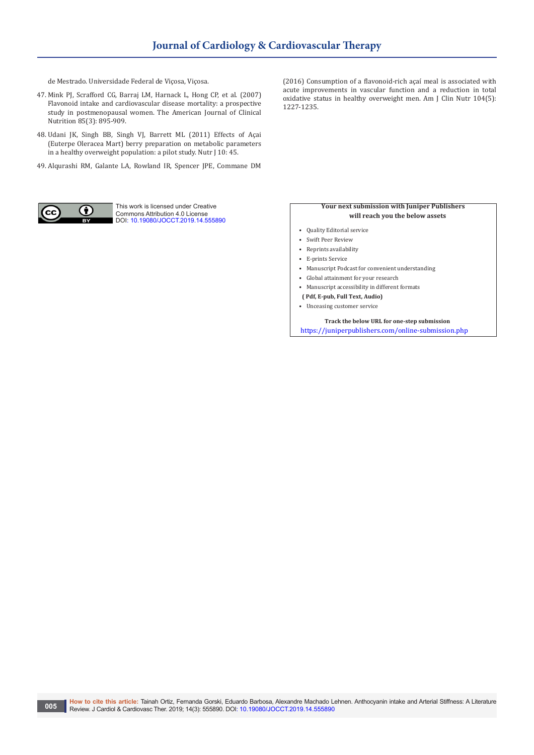de Mestrado. Universidade Federal de Viçosa, Viçosa.

47. Mink PJ, Scrafford CG, Barraj LM, Harnack L, Hong CP, et al. (2007) Flavonoid intake and cardiovascular disease mortality: a prospective study in postmenopausal women. The American Journal of Clinical Nutrition 85(3): 895-909.

48. Udani JK, Singh BB, Singh VJ, Barrett ML (2011) Effects of Açai (Euterpe Oleracea Mart) berry preparation on metabolic parameters in a healthy overweight population: a pilot study. Nutr J 10: 45.

49. Alqurashi RM, Galante LA, Rowland IR, Spencer JPE, Commane DM (2016) Consumption of a flavonoid-rich açaí meal is associated with acute improvements in vascular function and a reduction in total oxidative status in healthy overweight men. Am J Clin Nutr 104(5): 1227-1235.

This work is licensed under Creative Commons Attribution 4.0 License
DOI: 10.19080/JOCCT.2019.14.555890

**Your next submission with Juniper Publishers will reach you the below assets**

- Quality Editorial service
- Swift Peer Review
- Reprints availability
- E-prints Service
- Manuscript Podcast for convenient understanding
- Global attainment for your research
- Manuscript accessibility in different formats

**( Pdf, E-pub, Full Text, Audio)**

- Unceasing customer service

**Track the below URL for one-step submission**
https://juniperpublishers.com/online-submission.php

**How to cite this article:** Tainah Ortiz, Fernanda Gorski, Eduardo Barbosa, Alexandre Machado Lehnen. Anthocyanin intake and Arterial Stiffness: A Literature Review. J Cardiol & Cardiovasc Ther. 2019; 14(3): 555890. DOI: 10.19080/JOCCT.2019.14.555890